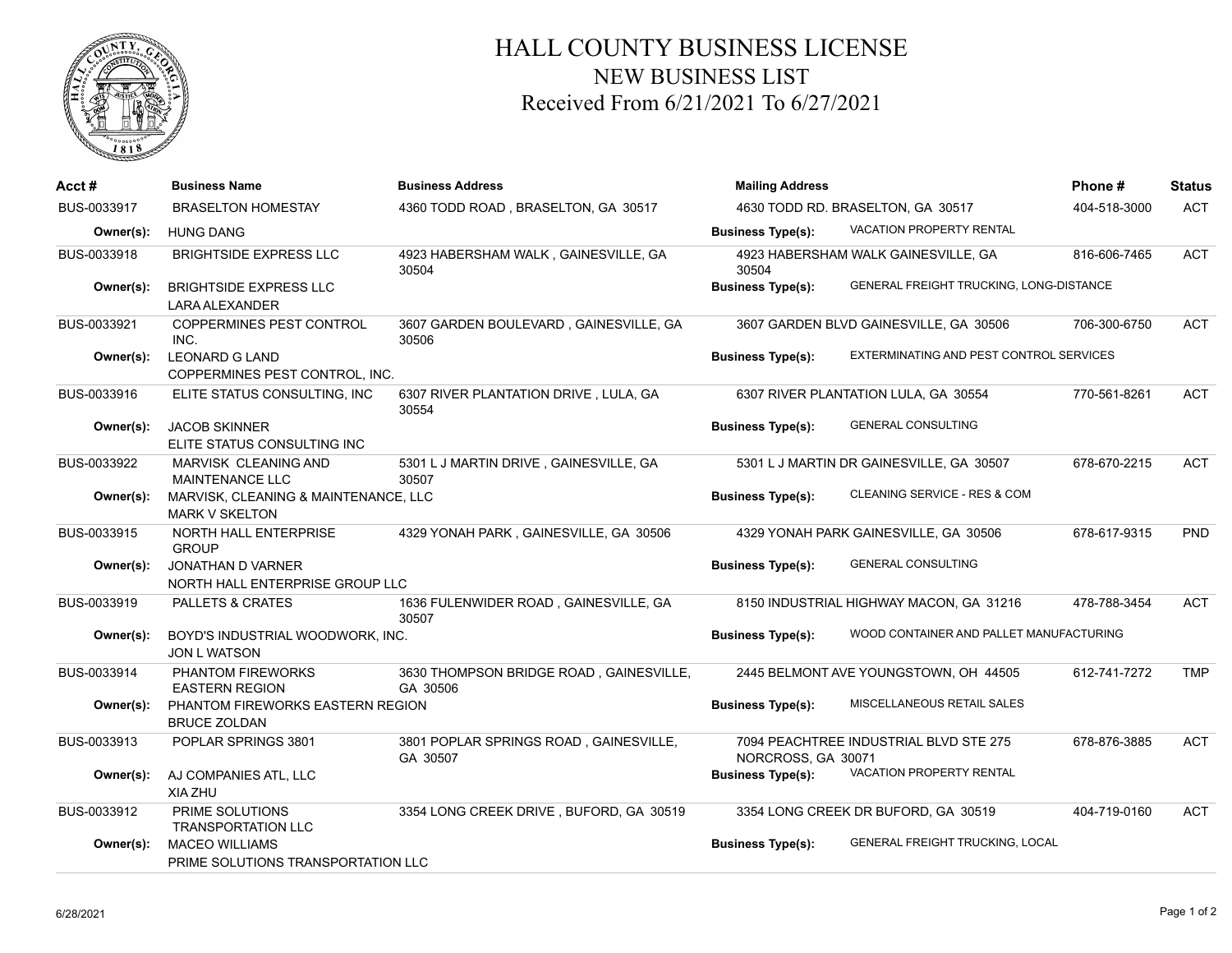# HALL COUNTY BUSINESS LICENSE
## NEW BUSINESS LIST
### Received From 6/21/2021 To 6/27/2021

| Acct # | Business Name | Business Address | Mailing Address | | Phone # | Status |
|---|---|---|---|---|---|---|
| BUS-0033917 | BRASELTON HOMESTAY | 4360 TODD ROAD , BRASELTON, GA 30517 | 4630 TODD RD. BRASELTON, GA 30517 | | 404-518-3000 | ACT |
| Owner(s): | HUNG DANG | | Business Type(s): | VACATION PROPERTY RENTAL | | |
| BUS-0033918 | BRIGHTSIDE EXPRESS LLC | 4923 HABERSHAM WALK , GAINESVILLE, GA 30504 | 4923 HABERSHAM WALK GAINESVILLE, GA 30504 | | 816-606-7465 | ACT |
| Owner(s): | BRIGHTSIDE EXPRESS LLC<br>LARA ALEXANDER | | Business Type(s): | GENERAL FREIGHT TRUCKING, LONG-DISTANCE | | |
| BUS-0033921 | COPPERMINES PEST CONTROL INC. | 3607 GARDEN BOULEVARD , GAINESVILLE, GA 30506 | 3607 GARDEN BLVD GAINESVILLE, GA 30506 | | 706-300-6750 | ACT |
| Owner(s): | LEONARD G LAND<br>COPPERMINES PEST CONTROL, INC. | | Business Type(s): | EXTERMINATING AND PEST CONTROL SERVICES | | |
| BUS-0033916 | ELITE STATUS CONSULTING, INC | 6307 RIVER PLANTATION DRIVE , LULA, GA 30554 | 6307 RIVER PLANTATION LULA, GA 30554 | | 770-561-8261 | ACT |
| Owner(s): | JACOB SKINNER<br>ELITE STATUS CONSULTING INC | | Business Type(s): | GENERAL CONSULTING | | |
| BUS-0033922 | MARVISK CLEANING AND MAINTENANCE LLC | 5301 L J MARTIN DRIVE , GAINESVILLE, GA 30507 | 5301 L J MARTIN DR GAINESVILLE, GA 30507 | | 678-670-2215 | ACT |
| Owner(s): | MARVISK, CLEANING & MAINTENANCE, LLC<br>MARK V SKELTON | | Business Type(s): | CLEANING SERVICE - RES & COM | | |
| BUS-0033915 | NORTH HALL ENTERPRISE GROUP | 4329 YONAH PARK , GAINESVILLE, GA 30506 | 4329 YONAH PARK GAINESVILLE, GA 30506 | | 678-617-9315 | PND |
| Owner(s): | JONATHAN D VARNER<br>NORTH HALL ENTERPRISE GROUP LLC | | Business Type(s): | GENERAL CONSULTING | | |
| BUS-0033919 | PALLETS & CRATES | 1636 FULENWIDER ROAD , GAINESVILLE, GA 30507 | 8150 INDUSTRIAL HIGHWAY MACON, GA 31216 | | 478-788-3454 | ACT |
| Owner(s): | BOYD'S INDUSTRIAL WOODWORK, INC.<br>JON L WATSON | | Business Type(s): | WOOD CONTAINER AND PALLET MANUFACTURING | | |
| BUS-0033914 | PHANTOM FIREWORKS EASTERN REGION | 3630 THOMPSON BRIDGE ROAD , GAINESVILLE, GA 30506 | 2445 BELMONT AVE YOUNGSTOWN, OH 44505 | | 612-741-7272 | TMP |
| Owner(s): | PHANTOM FIREWORKS EASTERN REGION<br>BRUCE ZOLDAN | | Business Type(s): | MISCELLANEOUS RETAIL SALES | | |
| BUS-0033913 | POPLAR SPRINGS 3801 | 3801 POPLAR SPRINGS ROAD , GAINESVILLE, GA 30507 | 7094 PEACHTREE INDUSTRIAL BLVD STE 275 NORCROSS, GA 30071 | | 678-876-3885 | ACT |
| Owner(s): | AJ COMPANIES ATL, LLC<br>XIA ZHU | | Business Type(s): | VACATION PROPERTY RENTAL | | |
| BUS-0033912 | PRIME SOLUTIONS TRANSPORTATION LLC | 3354 LONG CREEK DRIVE , BUFORD, GA 30519 | 3354 LONG CREEK DR BUFORD, GA 30519 | | 404-719-0160 | ACT |
| Owner(s): | MACEO WILLIAMS<br>PRIME SOLUTIONS TRANSPORTATION LLC | | Business Type(s): | GENERAL FREIGHT TRUCKING, LOCAL | | |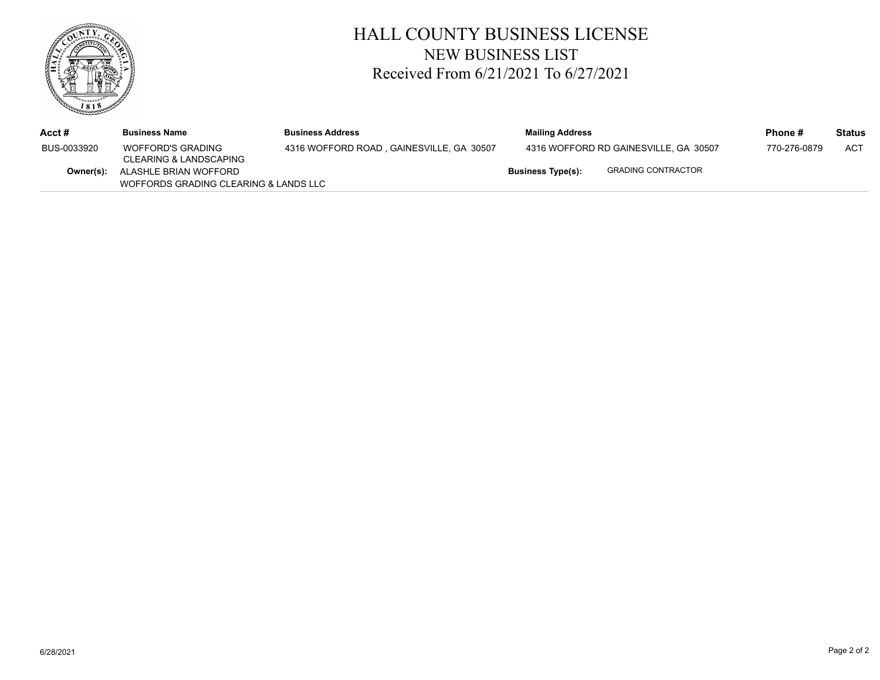# HALL COUNTY BUSINESS LICENSE
## NEW BUSINESS LIST
## Received From 6/21/2021 To 6/27/2021

| Acct # | Business Name | Business Address | Mailing Address | Phone # | Status |
|---|---|---|---|---|---|
| BUS-0033920 | WOFFORD'S GRADING CLEARING & LANDSCAPING | 4316 WOFFORD ROAD , GAINESVILLE, GA 30507 | 4316 WOFFORD RD GAINESVILLE, GA 30507 | 770-276-0879 | ACT |
| **Owner(s):** | ALASHLE BRIAN WOFFORD<br>WOFFORDS GRADING CLEARING & LANDS LLC | | **Business Type(s):** GRADING CONTRACTOR | | |